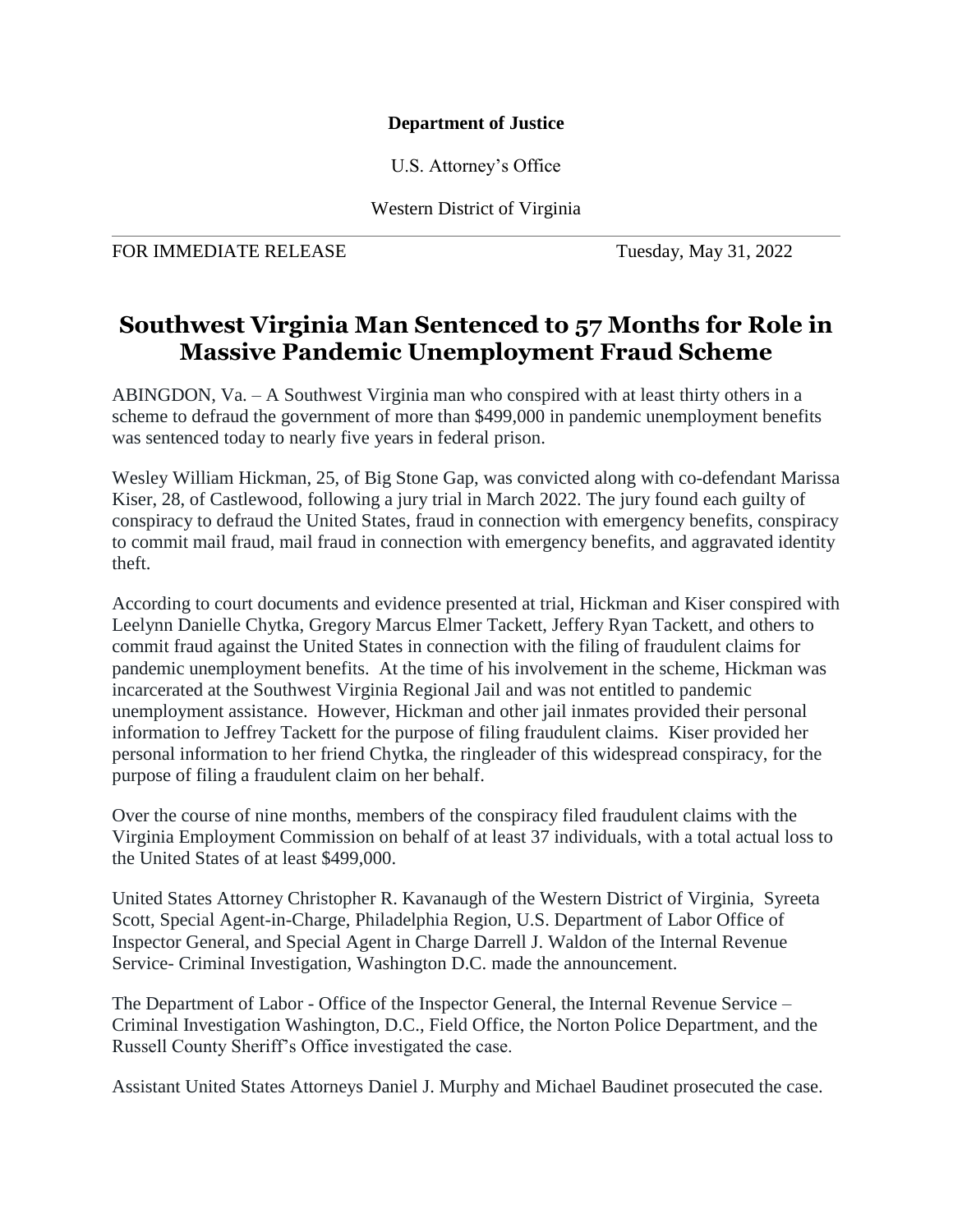**Department of Justice**

U.S. Attorney's Office

Western District of Virginia

FOR IMMEDIATE RELEASE                                                    Tuesday, May 31, 2022

# Southwest Virginia Man Sentenced to 57 Months for Role in Massive Pandemic Unemployment Fraud Scheme

ABINGDON, Va. – A Southwest Virginia man who conspired with at least thirty others in a scheme to defraud the government of more than $499,000 in pandemic unemployment benefits was sentenced today to nearly five years in federal prison.

Wesley William Hickman, 25, of Big Stone Gap, was convicted along with co-defendant Marissa Kiser, 28, of Castlewood, following a jury trial in March 2022. The jury found each guilty of conspiracy to defraud the United States, fraud in connection with emergency benefits, conspiracy to commit mail fraud, mail fraud in connection with emergency benefits, and aggravated identity theft.

According to court documents and evidence presented at trial, Hickman and Kiser conspired with Leelynn Danielle Chytka, Gregory Marcus Elmer Tackett, Jeffery Ryan Tackett, and others to commit fraud against the United States in connection with the filing of fraudulent claims for pandemic unemployment benefits. At the time of his involvement in the scheme, Hickman was incarcerated at the Southwest Virginia Regional Jail and was not entitled to pandemic unemployment assistance. However, Hickman and other jail inmates provided their personal information to Jeffrey Tackett for the purpose of filing fraudulent claims. Kiser provided her personal information to her friend Chytka, the ringleader of this widespread conspiracy, for the purpose of filing a fraudulent claim on her behalf.

Over the course of nine months, members of the conspiracy filed fraudulent claims with the Virginia Employment Commission on behalf of at least 37 individuals, with a total actual loss to the United States of at least $499,000.

United States Attorney Christopher R. Kavanaugh of the Western District of Virginia, Syreeta Scott, Special Agent-in-Charge, Philadelphia Region, U.S. Department of Labor Office of Inspector General, and Special Agent in Charge Darrell J. Waldon of the Internal Revenue Service- Criminal Investigation, Washington D.C. made the announcement.

The Department of Labor - Office of the Inspector General, the Internal Revenue Service – Criminal Investigation Washington, D.C., Field Office, the Norton Police Department, and the Russell County Sheriff's Office investigated the case.

Assistant United States Attorneys Daniel J. Murphy and Michael Baudinet prosecuted the case.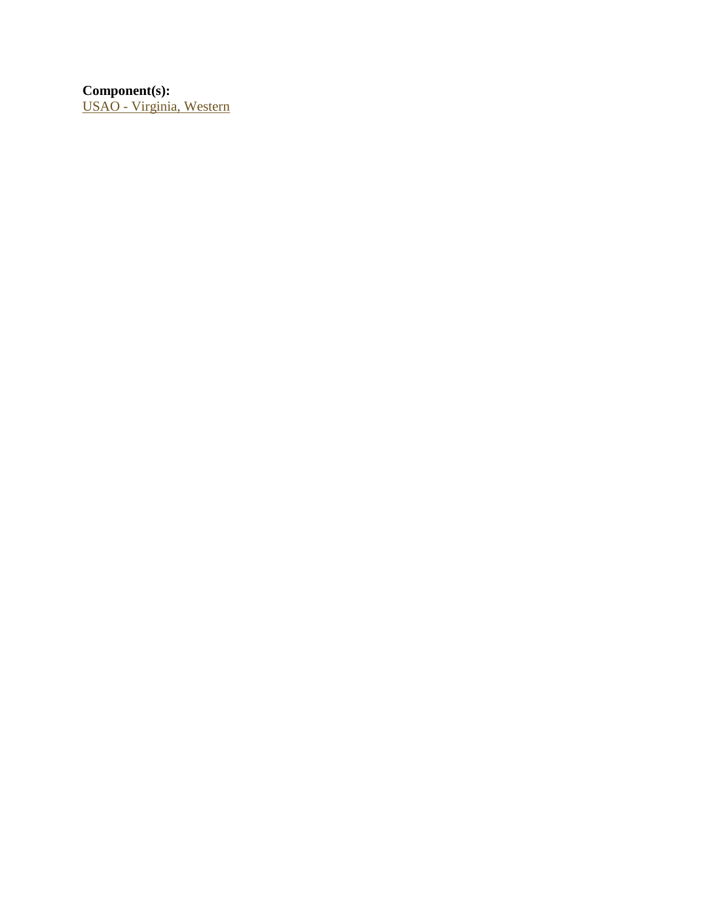**Component(s):**
USAO - Virginia, Western